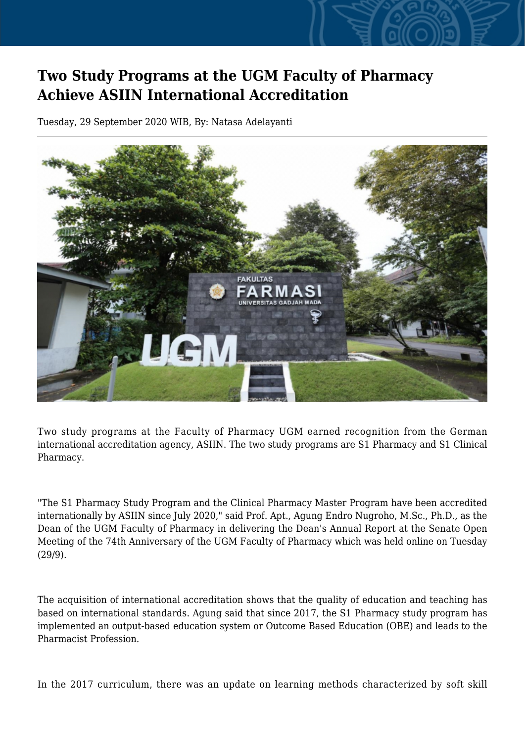# Two Study Programs at the UGM Faculty of Pharmacy Achieve ASIIN International Accreditation

Tuesday, 29 September 2020 WIB, By: Natasa Adelayanti

Two study programs at the Faculty of Pharmacy UGM earned recognition from the German international accreditation agency, ASIIN. The two study programs are S1 Pharmacy and S1 Clinical Pharmacy.

"The S1 Pharmacy Study Program and the Clinical Pharmacy Master Program have been accredited internationally by ASIIN since July 2020," said Prof. Apt., Agung Endro Nugroho, M.Sc., Ph.D., as the Dean of the UGM Faculty of Pharmacy in delivering the Dean's Annual Report at the Senate Open Meeting of the 74th Anniversary of the UGM Faculty of Pharmacy which was held online on Tuesday (29/9).

The acquisition of international accreditation shows that the quality of education and teaching has based on international standards. Agung said that since 2017, the S1 Pharmacy study program has implemented an output-based education system or Outcome Based Education (OBE) and leads to the Pharmacist Profession.

In the 2017 curriculum, there was an update on learning methods characterized by soft skill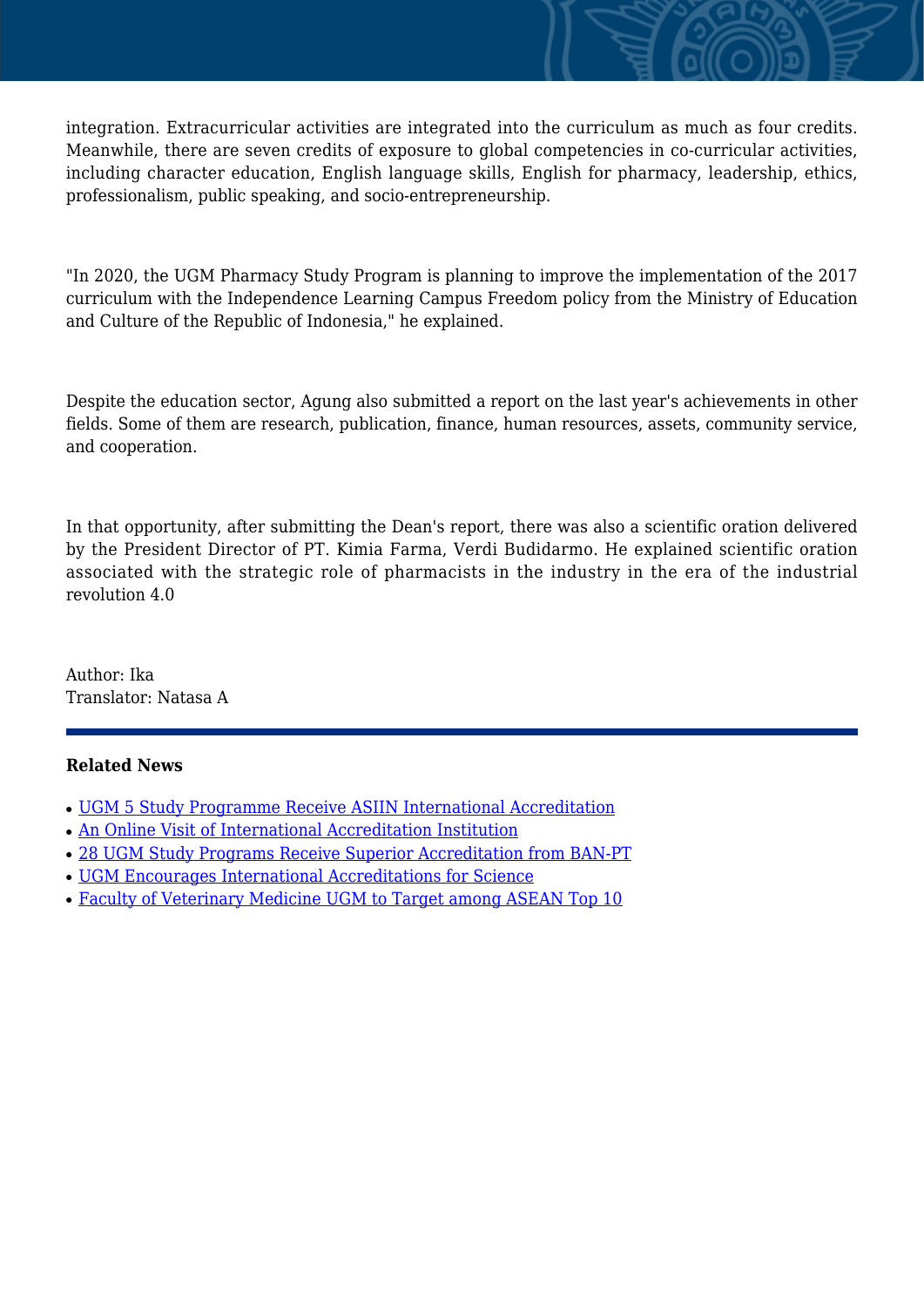integration. Extracurricular activities are integrated into the curriculum as much as four credits. Meanwhile, there are seven credits of exposure to global competencies in co-curricular activities, including character education, English language skills, English for pharmacy, leadership, ethics, professionalism, public speaking, and socio-entrepreneurship.

"In 2020, the UGM Pharmacy Study Program is planning to improve the implementation of the 2017 curriculum with the Independence Learning Campus Freedom policy from the Ministry of Education and Culture of the Republic of Indonesia," he explained.

Despite the education sector, Agung also submitted a report on the last year's achievements in other fields. Some of them are research, publication, finance, human resources, assets, community service, and cooperation.

In that opportunity, after submitting the Dean's report, there was also a scientific oration delivered by the President Director of PT. Kimia Farma, Verdi Budidarmo. He explained scientific oration associated with the strategic role of pharmacists in the industry in the era of the industrial revolution 4.0

Author: Ika
Translator: Natasa A

---

**Related News**

- UGM 5 Study Programme Receive ASIIN International Accreditation
- An Online Visit of International Accreditation Institution
- 28 UGM Study Programs Receive Superior Accreditation from BAN-PT
- UGM Encourages International Accreditations for Science
- Faculty of Veterinary Medicine UGM to Target among ASEAN Top 10